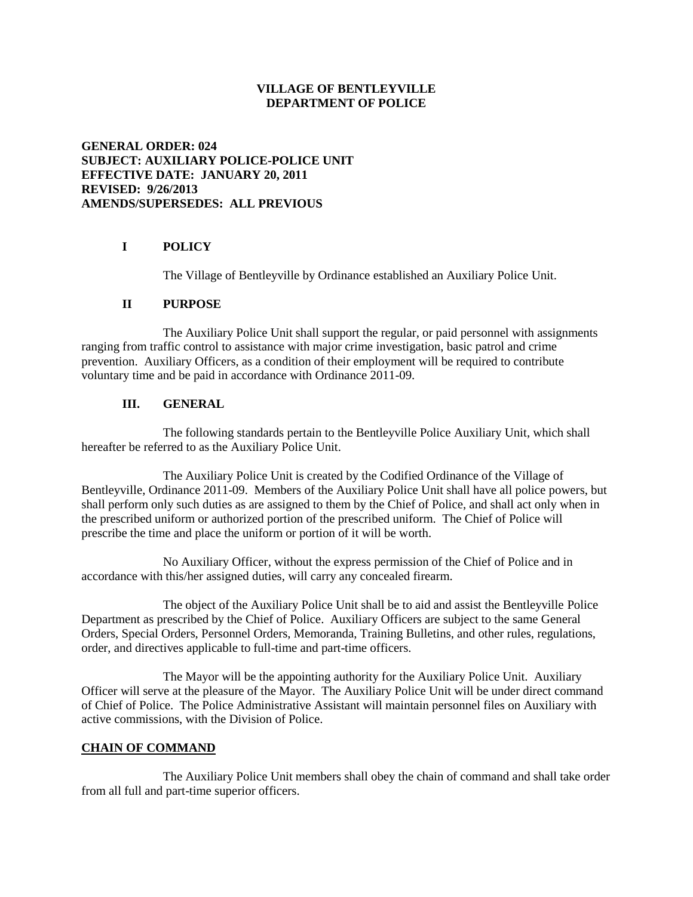**VILLAGE OF BENTLEYVILLE**
**DEPARTMENT OF POLICE**

**GENERAL ORDER: 024**
**SUBJECT: AUXILIARY POLICE-POLICE UNIT**
**EFFECTIVE DATE: JANUARY 20, 2011**
**REVISED: 9/26/2013**
**AMENDS/SUPERSEDES: ALL PREVIOUS**

## I POLICY

The Village of Bentleyville by Ordinance established an Auxiliary Police Unit.

## II PURPOSE

The Auxiliary Police Unit shall support the regular, or paid personnel with assignments ranging from traffic control to assistance with major crime investigation, basic patrol and crime prevention. Auxiliary Officers, as a condition of their employment will be required to contribute voluntary time and be paid in accordance with Ordinance 2011-09.

## III. GENERAL

The following standards pertain to the Bentleyville Police Auxiliary Unit, which shall hereafter be referred to as the Auxiliary Police Unit.

The Auxiliary Police Unit is created by the Codified Ordinance of the Village of Bentleyville, Ordinance 2011-09. Members of the Auxiliary Police Unit shall have all police powers, but shall perform only such duties as are assigned to them by the Chief of Police, and shall act only when in the prescribed uniform or authorized portion of the prescribed uniform. The Chief of Police will prescribe the time and place the uniform or portion of it will be worth.

No Auxiliary Officer, without the express permission of the Chief of Police and in accordance with this/her assigned duties, will carry any concealed firearm.

The object of the Auxiliary Police Unit shall be to aid and assist the Bentleyville Police Department as prescribed by the Chief of Police. Auxiliary Officers are subject to the same General Orders, Special Orders, Personnel Orders, Memoranda, Training Bulletins, and other rules, regulations, order, and directives applicable to full-time and part-time officers.

The Mayor will be the appointing authority for the Auxiliary Police Unit. Auxiliary Officer will serve at the pleasure of the Mayor. The Auxiliary Police Unit will be under direct command of Chief of Police. The Police Administrative Assistant will maintain personnel files on Auxiliary with active commissions, with the Division of Police.

**CHAIN OF COMMAND**

The Auxiliary Police Unit members shall obey the chain of command and shall take order from all full and part-time superior officers.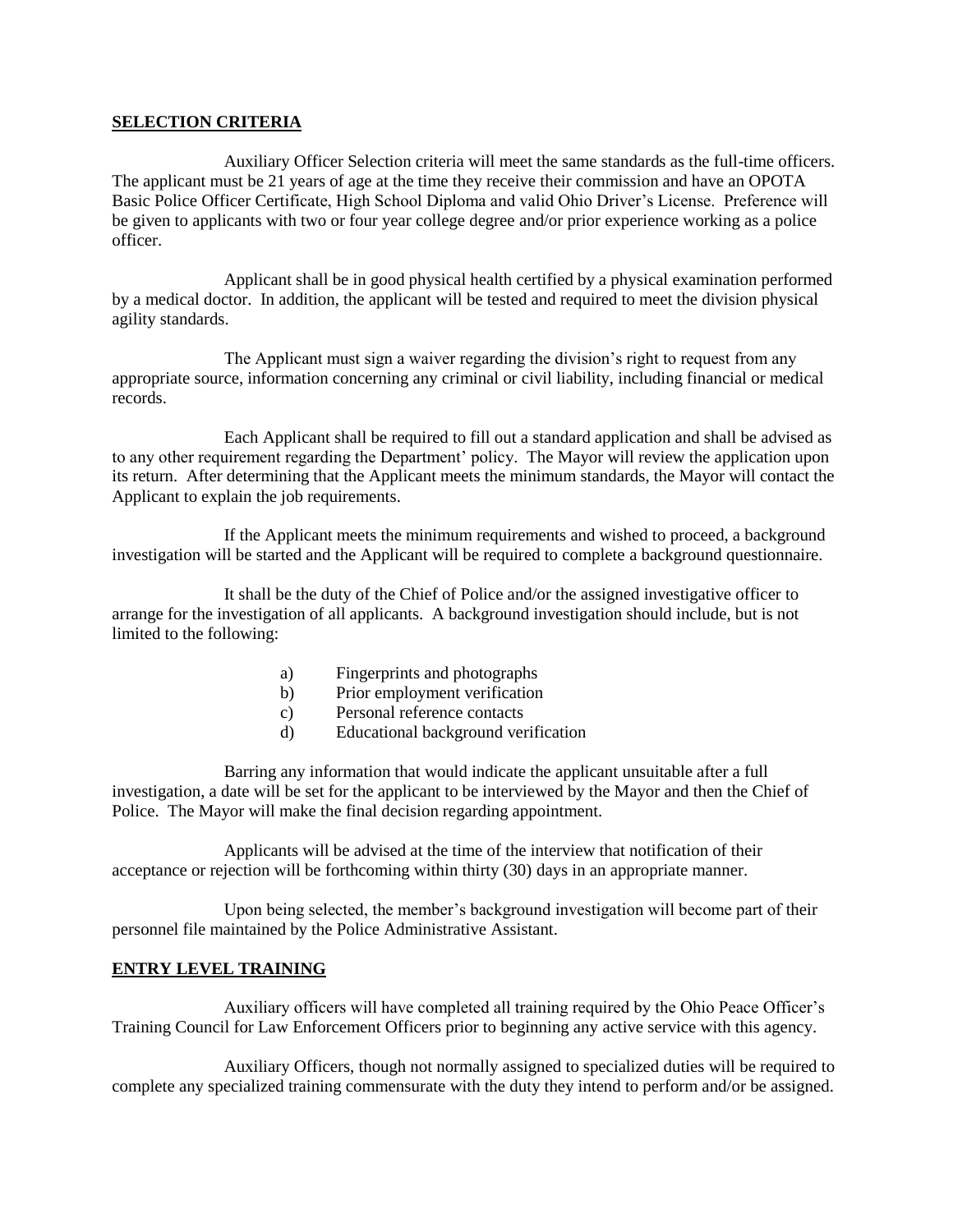**SELECTION CRITERIA**

Auxiliary Officer Selection criteria will meet the same standards as the full-time officers. The applicant must be 21 years of age at the time they receive their commission and have an OPOTA Basic Police Officer Certificate, High School Diploma and valid Ohio Driver's License. Preference will be given to applicants with two or four year college degree and/or prior experience working as a police officer.

Applicant shall be in good physical health certified by a physical examination performed by a medical doctor. In addition, the applicant will be tested and required to meet the division physical agility standards.

The Applicant must sign a waiver regarding the division's right to request from any appropriate source, information concerning any criminal or civil liability, including financial or medical records.

Each Applicant shall be required to fill out a standard application and shall be advised as to any other requirement regarding the Department' policy. The Mayor will review the application upon its return. After determining that the Applicant meets the minimum standards, the Mayor will contact the Applicant to explain the job requirements.

If the Applicant meets the minimum requirements and wished to proceed, a background investigation will be started and the Applicant will be required to complete a background questionnaire.

It shall be the duty of the Chief of Police and/or the assigned investigative officer to arrange for the investigation of all applicants. A background investigation should include, but is not limited to the following:

a) Fingerprints and photographs
b) Prior employment verification
c) Personal reference contacts
d) Educational background verification

Barring any information that would indicate the applicant unsuitable after a full investigation, a date will be set for the applicant to be interviewed by the Mayor and then the Chief of Police. The Mayor will make the final decision regarding appointment.

Applicants will be advised at the time of the interview that notification of their acceptance or rejection will be forthcoming within thirty (30) days in an appropriate manner.

Upon being selected, the member's background investigation will become part of their personnel file maintained by the Police Administrative Assistant.

**ENTRY LEVEL TRAINING**

Auxiliary officers will have completed all training required by the Ohio Peace Officer's Training Council for Law Enforcement Officers prior to beginning any active service with this agency.

Auxiliary Officers, though not normally assigned to specialized duties will be required to complete any specialized training commensurate with the duty they intend to perform and/or be assigned.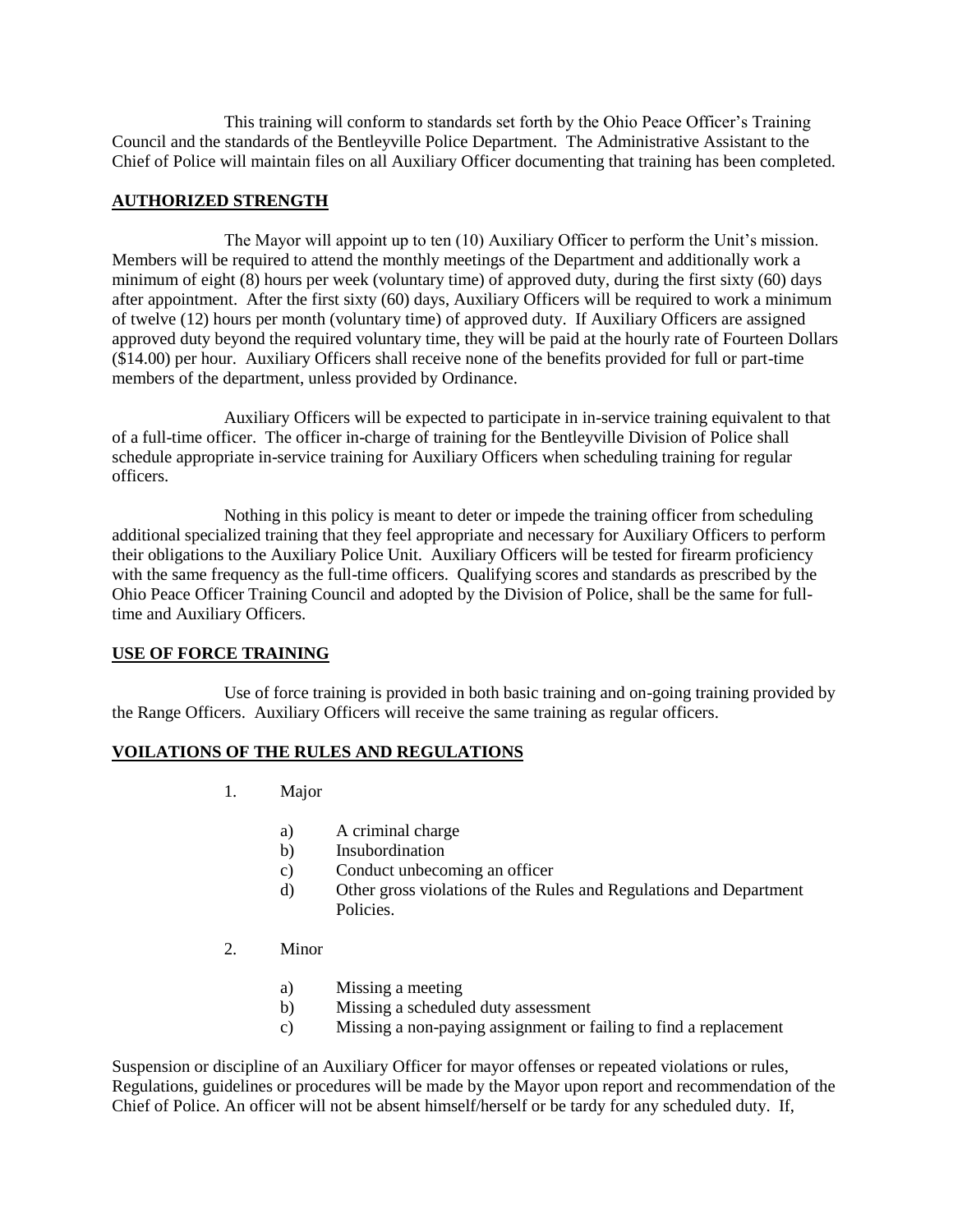This training will conform to standards set forth by the Ohio Peace Officer's Training Council and the standards of the Bentleyville Police Department. The Administrative Assistant to the Chief of Police will maintain files on all Auxiliary Officer documenting that training has been completed.

## AUTHORIZED STRENGTH

The Mayor will appoint up to ten (10) Auxiliary Officer to perform the Unit's mission. Members will be required to attend the monthly meetings of the Department and additionally work a minimum of eight (8) hours per week (voluntary time) of approved duty, during the first sixty (60) days after appointment. After the first sixty (60) days, Auxiliary Officers will be required to work a minimum of twelve (12) hours per month (voluntary time) of approved duty. If Auxiliary Officers are assigned approved duty beyond the required voluntary time, they will be paid at the hourly rate of Fourteen Dollars ($14.00) per hour. Auxiliary Officers shall receive none of the benefits provided for full or part-time members of the department, unless provided by Ordinance.

Auxiliary Officers will be expected to participate in in-service training equivalent to that of a full-time officer. The officer in-charge of training for the Bentleyville Division of Police shall schedule appropriate in-service training for Auxiliary Officers when scheduling training for regular officers.

Nothing in this policy is meant to deter or impede the training officer from scheduling additional specialized training that they feel appropriate and necessary for Auxiliary Officers to perform their obligations to the Auxiliary Police Unit. Auxiliary Officers will be tested for firearm proficiency with the same frequency as the full-time officers. Qualifying scores and standards as prescribed by the Ohio Peace Officer Training Council and adopted by the Division of Police, shall be the same for full-time and Auxiliary Officers.

## USE OF FORCE TRAINING

Use of force training is provided in both basic training and on-going training provided by the Range Officers. Auxiliary Officers will receive the same training as regular officers.

## VOILATIONS OF THE RULES AND REGULATIONS

1. Major
   - a) A criminal charge
   - b) Insubordination
   - c) Conduct unbecoming an officer
   - d) Other gross violations of the Rules and Regulations and Department Policies.

2. Minor
   - a) Missing a meeting
   - b) Missing a scheduled duty assessment
   - c) Missing a non-paying assignment or failing to find a replacement

Suspension or discipline of an Auxiliary Officer for mayor offenses or repeated violations or rules, Regulations, guidelines or procedures will be made by the Mayor upon report and recommendation of the Chief of Police. An officer will not be absent himself/herself or be tardy for any scheduled duty. If,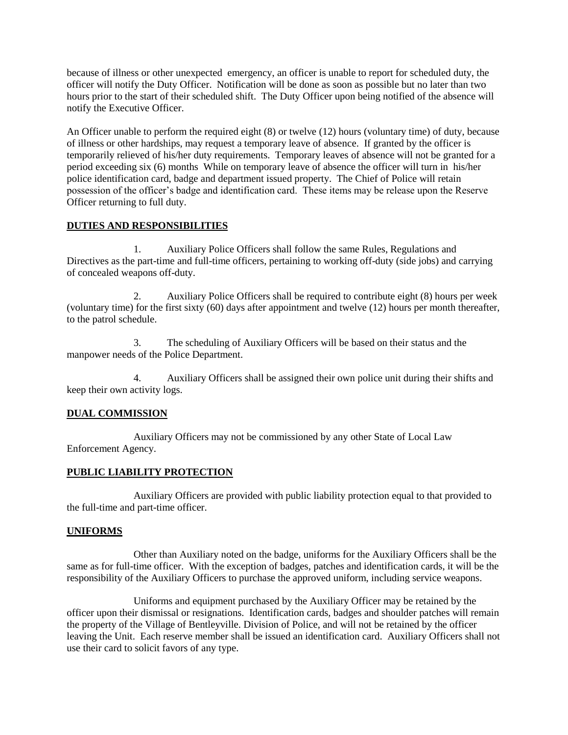because of illness or other unexpected emergency, an officer is unable to report for scheduled duty, the officer will notify the Duty Officer. Notification will be done as soon as possible but no later than two hours prior to the start of their scheduled shift. The Duty Officer upon being notified of the absence will notify the Executive Officer.

An Officer unable to perform the required eight (8) or twelve (12) hours (voluntary time) of duty, because of illness or other hardships, may request a temporary leave of absence. If granted by the officer is temporarily relieved of his/her duty requirements. Temporary leaves of absence will not be granted for a period exceeding six (6) months While on temporary leave of absence the officer will turn in his/her police identification card, badge and department issued property. The Chief of Police will retain possession of the officer's badge and identification card. These items may be release upon the Reserve Officer returning to full duty.

**DUTIES AND RESPONSIBILITIES**

1. Auxiliary Police Officers shall follow the same Rules, Regulations and Directives as the part-time and full-time officers, pertaining to working off-duty (side jobs) and carrying of concealed weapons off-duty.

2. Auxiliary Police Officers shall be required to contribute eight (8) hours per week (voluntary time) for the first sixty (60) days after appointment and twelve (12) hours per month thereafter, to the patrol schedule.

3. The scheduling of Auxiliary Officers will be based on their status and the manpower needs of the Police Department.

4. Auxiliary Officers shall be assigned their own police unit during their shifts and keep their own activity logs.

**DUAL COMMISSION**

Auxiliary Officers may not be commissioned by any other State of Local Law Enforcement Agency.

**PUBLIC LIABILITY PROTECTION**

Auxiliary Officers are provided with public liability protection equal to that provided to the full-time and part-time officer.

**UNIFORMS**

Other than Auxiliary noted on the badge, uniforms for the Auxiliary Officers shall be the same as for full-time officer. With the exception of badges, patches and identification cards, it will be the responsibility of the Auxiliary Officers to purchase the approved uniform, including service weapons.

Uniforms and equipment purchased by the Auxiliary Officer may be retained by the officer upon their dismissal or resignations. Identification cards, badges and shoulder patches will remain the property of the Village of Bentleyville. Division of Police, and will not be retained by the officer leaving the Unit. Each reserve member shall be issued an identification card. Auxiliary Officers shall not use their card to solicit favors of any type.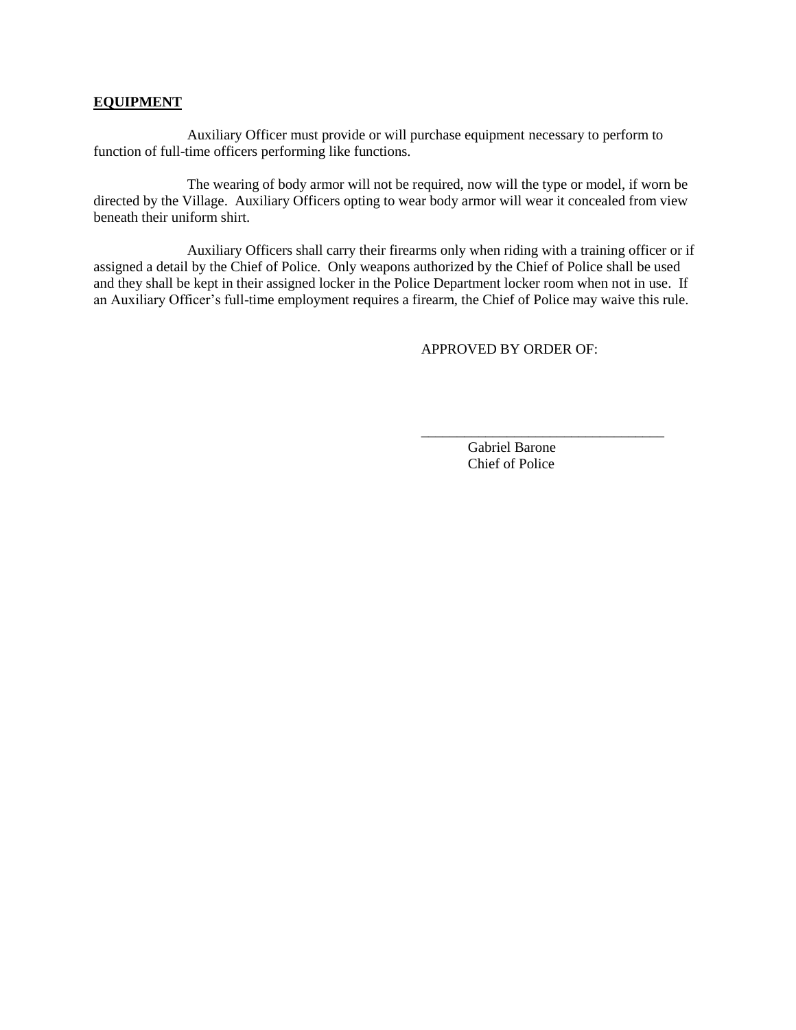**EQUIPMENT**

Auxiliary Officer must provide or will purchase equipment necessary to perform to function of full-time officers performing like functions.

The wearing of body armor will not be required, now will the type or model, if worn be directed by the Village. Auxiliary Officers opting to wear body armor will wear it concealed from view beneath their uniform shirt.

Auxiliary Officers shall carry their firearms only when riding with a training officer or if assigned a detail by the Chief of Police. Only weapons authorized by the Chief of Police shall be used and they shall be kept in their assigned locker in the Police Department locker room when not in use. If an Auxiliary Officer's full-time employment requires a firearm, the Chief of Police may waive this rule.

APPROVED BY ORDER OF:

___________________________________

Gabriel Barone
Chief of Police